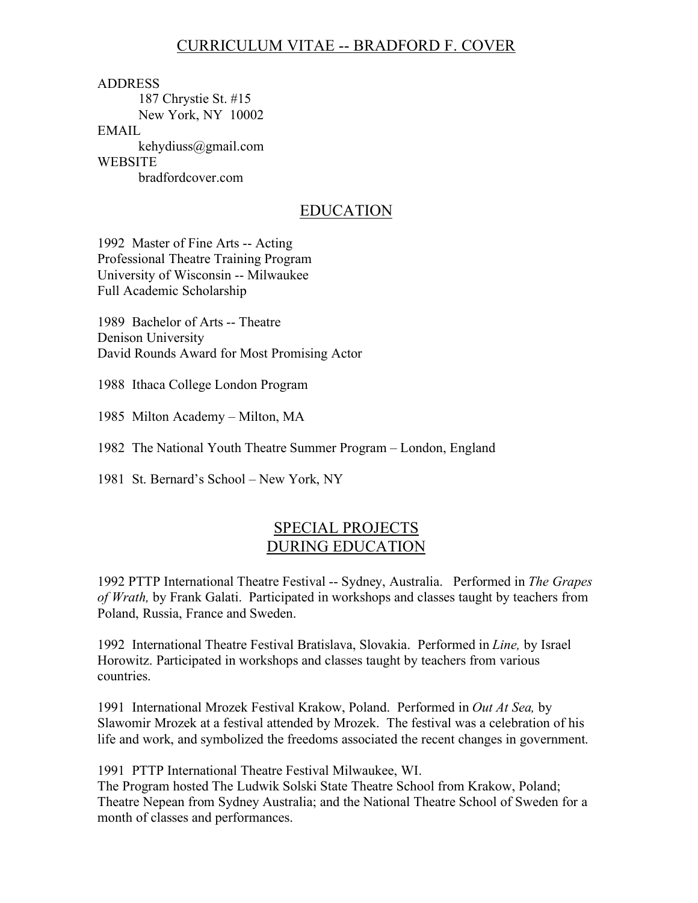# CURRICULUM VITAE -- BRADFORD F. COVER

ADDRESS
187 Chrystie St. #15
New York, NY 10002

EMAIL
kehydiuss@gmail.com

WEBSITE
bradfordcover.com

## EDUCATION

1992 Master of Fine Arts -- Acting
Professional Theatre Training Program
University of Wisconsin -- Milwaukee
Full Academic Scholarship

1989 Bachelor of Arts -- Theatre
Denison University
David Rounds Award for Most Promising Actor

1988 Ithaca College London Program

1985 Milton Academy – Milton, MA

1982 The National Youth Theatre Summer Program – London, England

1981 St. Bernard's School – New York, NY

## SPECIAL PROJECTS DURING EDUCATION

1992 PTTP International Theatre Festival -- Sydney, Australia. Performed in *The Grapes of Wrath,* by Frank Galati. Participated in workshops and classes taught by teachers from Poland, Russia, France and Sweden.

1992 International Theatre Festival Bratislava, Slovakia. Performed in *Line,* by Israel Horowitz. Participated in workshops and classes taught by teachers from various countries.

1991 International Mrozek Festival Krakow, Poland. Performed in *Out At Sea,* by Slawomir Mrozek at a festival attended by Mrozek. The festival was a celebration of his life and work, and symbolized the freedoms associated the recent changes in government.

1991 PTTP International Theatre Festival Milwaukee, WI.
The Program hosted The Ludwik Solski State Theatre School from Krakow, Poland; Theatre Nepean from Sydney Australia; and the National Theatre School of Sweden for a month of classes and performances.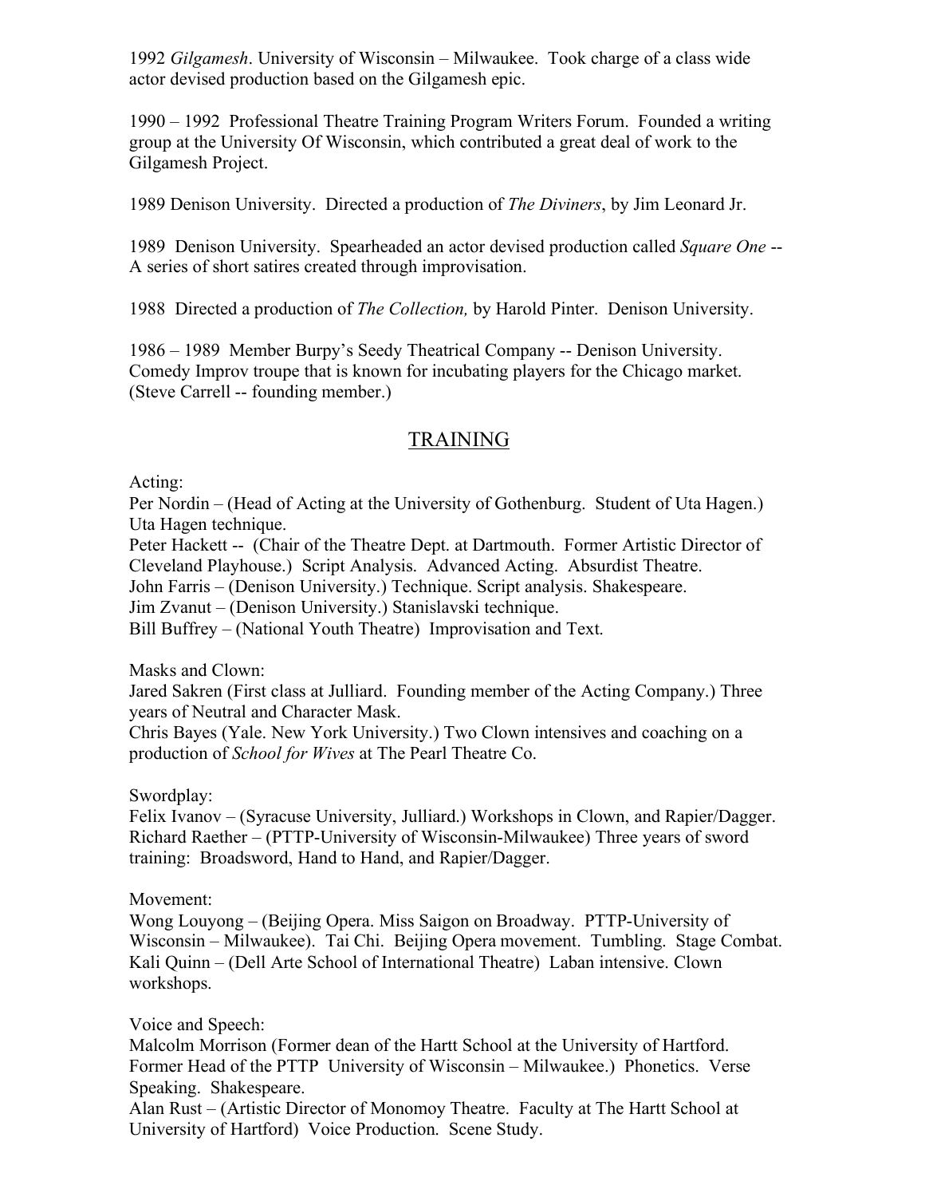1992 *Gilgamesh*. University of Wisconsin – Milwaukee. Took charge of a class wide actor devised production based on the Gilgamesh epic.

1990 – 1992 Professional Theatre Training Program Writers Forum. Founded a writing group at the University Of Wisconsin, which contributed a great deal of work to the Gilgamesh Project.

1989 Denison University. Directed a production of *The Diviners*, by Jim Leonard Jr.

1989 Denison University. Spearheaded an actor devised production called *Square One* -- A series of short satires created through improvisation.

1988 Directed a production of *The Collection,* by Harold Pinter. Denison University.

1986 – 1989 Member Burpy's Seedy Theatrical Company -- Denison University. Comedy Improv troupe that is known for incubating players for the Chicago market. (Steve Carrell -- founding member.)

## TRAINING

Acting:
Per Nordin – (Head of Acting at the University of Gothenburg. Student of Uta Hagen.) Uta Hagen technique.
Peter Hackett -- (Chair of the Theatre Dept. at Dartmouth. Former Artistic Director of Cleveland Playhouse.) Script Analysis. Advanced Acting. Absurdist Theatre.
John Farris – (Denison University.) Technique. Script analysis. Shakespeare.
Jim Zvanut – (Denison University.) Stanislavski technique.
Bill Buffrey – (National Youth Theatre) Improvisation and Text.

Masks and Clown:
Jared Sakren (First class at Julliard. Founding member of the Acting Company.) Three years of Neutral and Character Mask.
Chris Bayes (Yale. New York University.) Two Clown intensives and coaching on a production of *School for Wives* at The Pearl Theatre Co.

Swordplay:
Felix Ivanov – (Syracuse University, Julliard.) Workshops in Clown, and Rapier/Dagger.
Richard Raether – (PTTP-University of Wisconsin-Milwaukee) Three years of sword training: Broadsword, Hand to Hand, and Rapier/Dagger.

Movement:
Wong Louyong – (Beijing Opera. Miss Saigon on Broadway. PTTP-University of Wisconsin – Milwaukee). Tai Chi. Beijing Opera movement. Tumbling. Stage Combat.
Kali Quinn – (Dell Arte School of International Theatre) Laban intensive. Clown workshops.

Voice and Speech:
Malcolm Morrison (Former dean of the Hartt School at the University of Hartford. Former Head of the PTTP University of Wisconsin – Milwaukee.) Phonetics. Verse Speaking. Shakespeare.
Alan Rust – (Artistic Director of Monomoy Theatre. Faculty at The Hartt School at University of Hartford) Voice Production. Scene Study.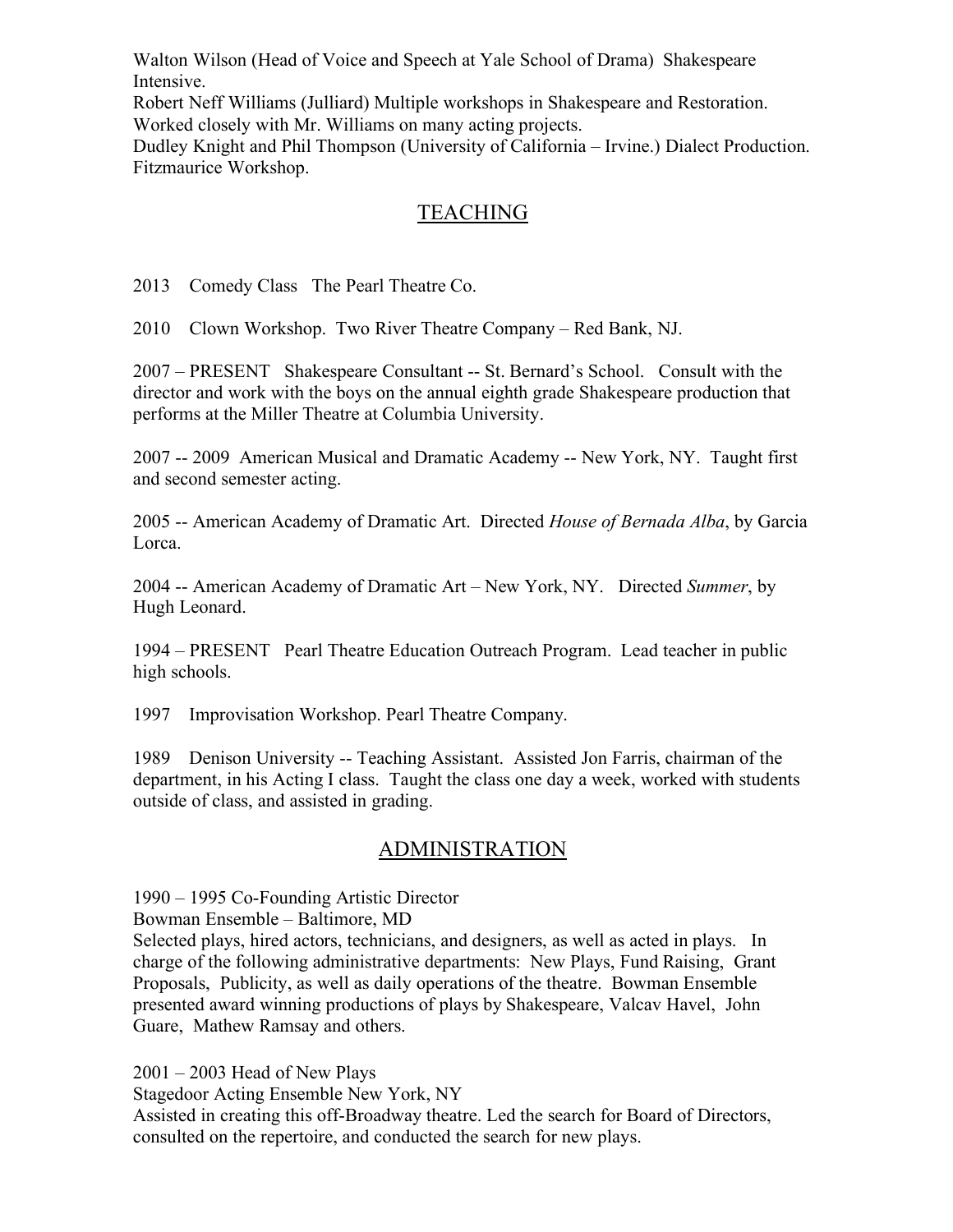Walton Wilson (Head of Voice and Speech at Yale School of Drama) Shakespeare Intensive.

Robert Neff Williams (Julliard) Multiple workshops in Shakespeare and Restoration. Worked closely with Mr. Williams on many acting projects.

Dudley Knight and Phil Thompson (University of California – Irvine.) Dialect Production. Fitzmaurice Workshop.

## TEACHING

2013 Comedy Class The Pearl Theatre Co.

2010 Clown Workshop. Two River Theatre Company – Red Bank, NJ.

2007 – PRESENT Shakespeare Consultant -- St. Bernard's School. Consult with the director and work with the boys on the annual eighth grade Shakespeare production that performs at the Miller Theatre at Columbia University.

2007 -- 2009 American Musical and Dramatic Academy -- New York, NY. Taught first and second semester acting.

2005 -- American Academy of Dramatic Art. Directed *House of Bernada Alba*, by Garcia Lorca.

2004 -- American Academy of Dramatic Art – New York, NY. Directed *Summer*, by Hugh Leonard.

1994 – PRESENT Pearl Theatre Education Outreach Program. Lead teacher in public high schools.

1997 Improvisation Workshop. Pearl Theatre Company.

1989 Denison University -- Teaching Assistant. Assisted Jon Farris, chairman of the department, in his Acting I class. Taught the class one day a week, worked with students outside of class, and assisted in grading.

## ADMINISTRATION

1990 – 1995 Co-Founding Artistic Director
Bowman Ensemble – Baltimore, MD
Selected plays, hired actors, technicians, and designers, as well as acted in plays. In charge of the following administrative departments: New Plays, Fund Raising, Grant Proposals, Publicity, as well as daily operations of the theatre. Bowman Ensemble presented award winning productions of plays by Shakespeare, Valcav Havel, John Guare, Mathew Ramsay and others.

2001 – 2003 Head of New Plays
Stagedoor Acting Ensemble New York, NY
Assisted in creating this off-Broadway theatre. Led the search for Board of Directors, consulted on the repertoire, and conducted the search for new plays.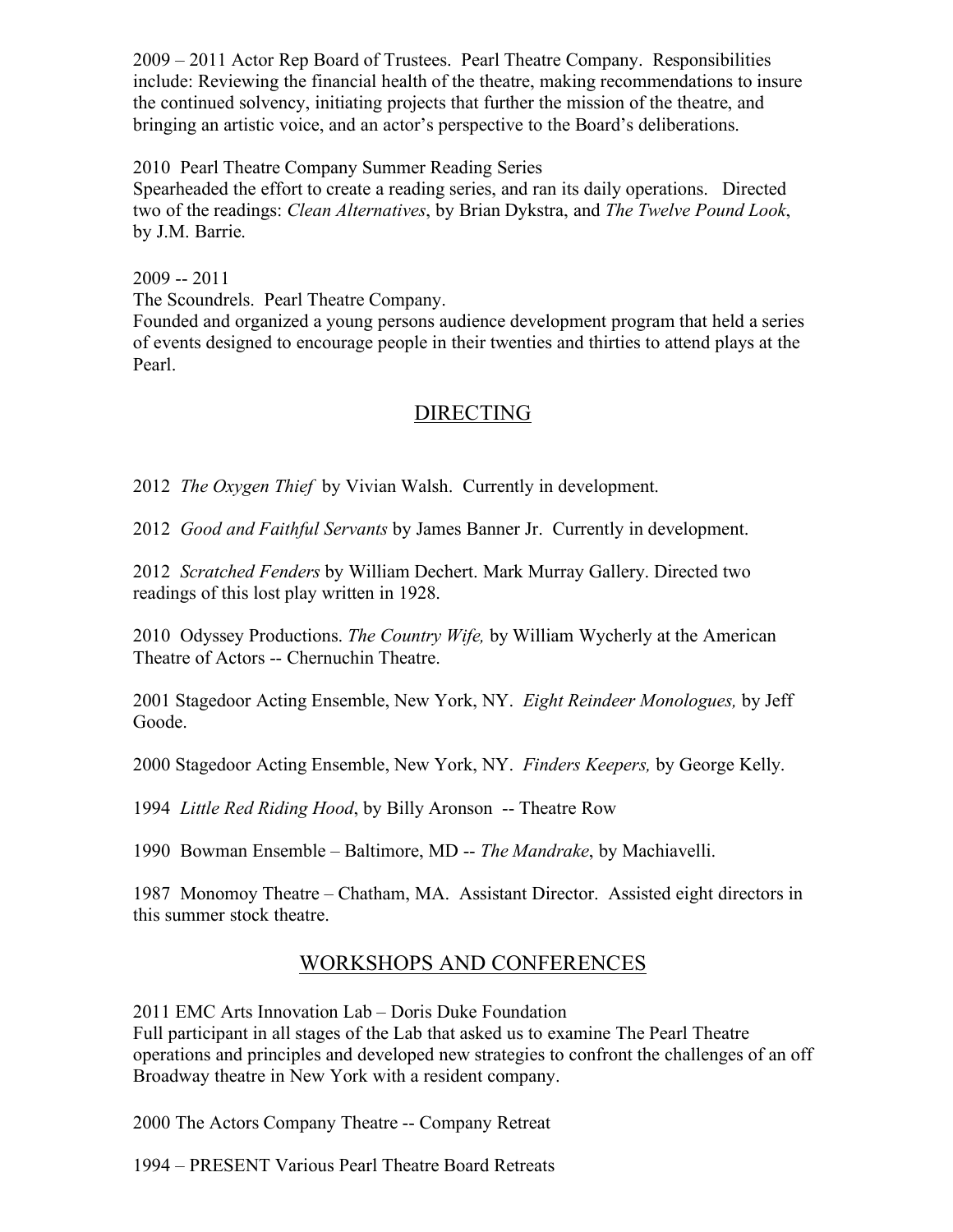2009 – 2011 Actor Rep Board of Trustees. Pearl Theatre Company. Responsibilities include: Reviewing the financial health of the theatre, making recommendations to insure the continued solvency, initiating projects that further the mission of the theatre, and bringing an artistic voice, and an actor's perspective to the Board's deliberations.

2010 Pearl Theatre Company Summer Reading Series
Spearheaded the effort to create a reading series, and ran its daily operations. Directed two of the readings: *Clean Alternatives*, by Brian Dykstra, and *The Twelve Pound Look*, by J.M. Barrie.

2009 -- 2011
The Scoundrels. Pearl Theatre Company.
Founded and organized a young persons audience development program that held a series of events designed to encourage people in their twenties and thirties to attend plays at the Pearl.

## DIRECTING

2012 *The Oxygen Thief* by Vivian Walsh. Currently in development.

2012 *Good and Faithful Servants* by James Banner Jr. Currently in development.

2012 *Scratched Fenders* by William Dechert. Mark Murray Gallery. Directed two readings of this lost play written in 1928.

2010 Odyssey Productions. *The Country Wife,* by William Wycherly at the American Theatre of Actors -- Chernuchin Theatre.

2001 Stagedoor Acting Ensemble, New York, NY. *Eight Reindeer Monologues,* by Jeff Goode.

2000 Stagedoor Acting Ensemble, New York, NY. *Finders Keepers,* by George Kelly.

1994 *Little Red Riding Hood*, by Billy Aronson -- Theatre Row

1990 Bowman Ensemble – Baltimore, MD -- *The Mandrake*, by Machiavelli.

1987 Monomoy Theatre – Chatham, MA. Assistant Director. Assisted eight directors in this summer stock theatre.

## WORKSHOPS AND CONFERENCES

2011 EMC Arts Innovation Lab – Doris Duke Foundation
Full participant in all stages of the Lab that asked us to examine The Pearl Theatre operations and principles and developed new strategies to confront the challenges of an off Broadway theatre in New York with a resident company.

2000 The Actors Company Theatre -- Company Retreat

1994 – PRESENT Various Pearl Theatre Board Retreats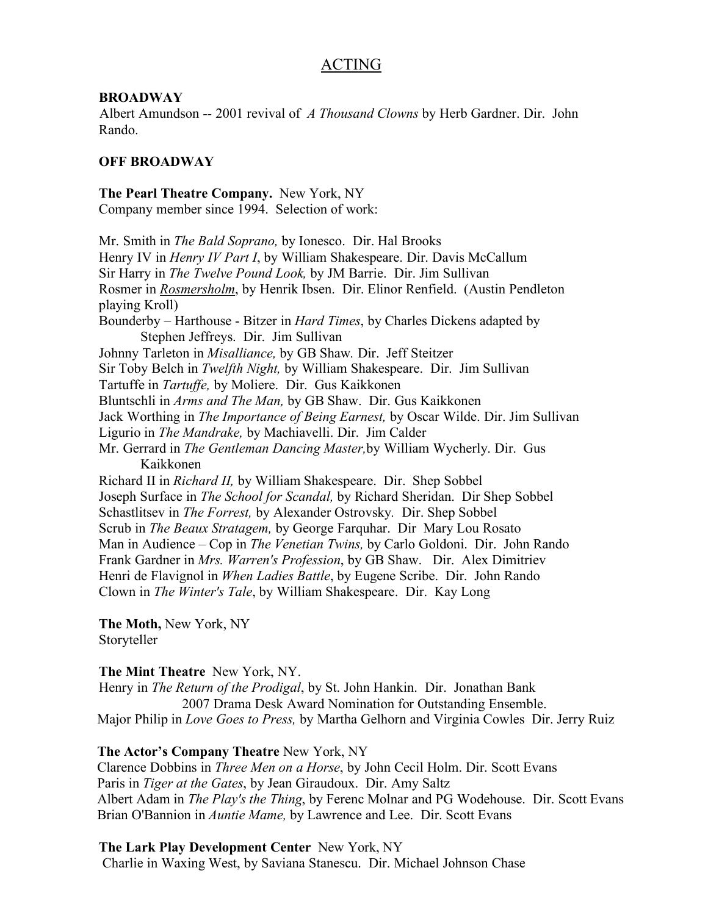# ACTING

**BROADWAY**

Albert Amundson -- 2001 revival of *A Thousand Clowns* by Herb Gardner. Dir. John Rando.

**OFF BROADWAY**

**The Pearl Theatre Company.** New York, NY
Company member since 1994. Selection of work:

Mr. Smith in *The Bald Soprano,* by Ionesco. Dir. Hal Brooks
Henry IV in *Henry IV Part I*, by William Shakespeare. Dir. Davis McCallum
Sir Harry in *The Twelve Pound Look,* by JM Barrie. Dir. Jim Sullivan
Rosmer in ***Rosmersholm***, by Henrik Ibsen. Dir. Elinor Renfield. (Austin Pendleton playing Kroll)
Bounderby – Harthouse - Bitzer in *Hard Times*, by Charles Dickens adapted by Stephen Jeffreys. Dir. Jim Sullivan
Johnny Tarleton in *Misalliance,* by GB Shaw. Dir. Jeff Steitzer
Sir Toby Belch in *Twelfth Night,* by William Shakespeare. Dir. Jim Sullivan
Tartuffe in *Tartuffe,* by Moliere. Dir. Gus Kaikkonen
Bluntschli in *Arms and The Man,* by GB Shaw. Dir. Gus Kaikkonen
Jack Worthing in *The Importance of Being Earnest,* by Oscar Wilde. Dir. Jim Sullivan
Ligurio in *The Mandrake,* by Machiavelli. Dir. Jim Calder
Mr. Gerrard in *The Gentleman Dancing Master,*by William Wycherly. Dir. Gus Kaikkonen
Richard II in *Richard II,* by William Shakespeare. Dir. Shep Sobbel
Joseph Surface in *The School for Scandal,* by Richard Sheridan. Dir Shep Sobbel
Schastlitsev in *The Forrest,* by Alexander Ostrovsky. Dir. Shep Sobbel
Scrub in *The Beaux Stratagem,* by George Farquhar. Dir Mary Lou Rosato
Man in Audience – Cop in *The Venetian Twins,* by Carlo Goldoni. Dir. John Rando
Frank Gardner in *Mrs. Warren's Profession*, by GB Shaw. Dir. Alex Dimitriev
Henri de Flavignol in *When Ladies Battle*, by Eugene Scribe. Dir. John Rando
Clown in *The Winter's Tale*, by William Shakespeare. Dir. Kay Long

**The Moth,** New York, NY
Storyteller

**The Mint Theatre** New York, NY.
Henry in *The Return of the Prodigal*, by St. John Hankin. Dir. Jonathan Bank
2007 Drama Desk Award Nomination for Outstanding Ensemble.
Major Philip in *Love Goes to Press,* by Martha Gelhorn and Virginia Cowles Dir. Jerry Ruiz

**The Actor's Company Theatre** New York, NY
Clarence Dobbins in *Three Men on a Horse*, by John Cecil Holm. Dir. Scott Evans
Paris in *Tiger at the Gates*, by Jean Giraudoux. Dir. Amy Saltz
Albert Adam in *The Play's the Thing*, by Ferenc Molnar and PG Wodehouse. Dir. Scott Evans
Brian O'Bannion in *Auntie Mame,* by Lawrence and Lee. Dir. Scott Evans

**The Lark Play Development Center** New York, NY
Charlie in Waxing West, by Saviana Stanescu. Dir. Michael Johnson Chase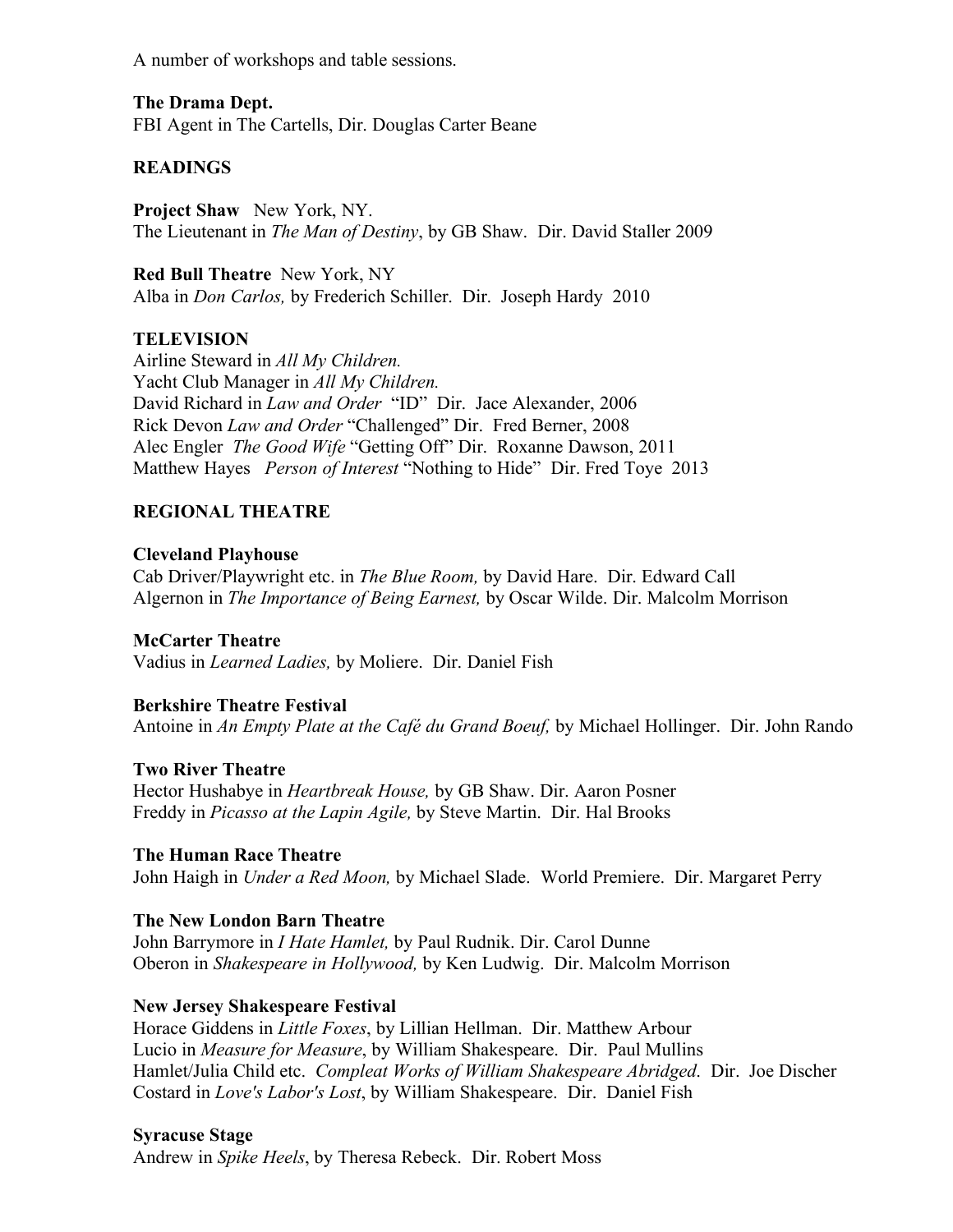A number of workshops and table sessions.

**The Drama Dept.**
FBI Agent in The Cartells, Dir. Douglas Carter Beane

**READINGS**

**Project Shaw** New York, NY.
The Lieutenant in *The Man of Destiny*, by GB Shaw. Dir. David Staller 2009

**Red Bull Theatre** New York, NY
Alba in *Don Carlos,* by Frederich Schiller. Dir. Joseph Hardy 2010

**TELEVISION**
Airline Steward in *All My Children.*
Yacht Club Manager in *All My Children.*
David Richard in *Law and Order* "ID" Dir. Jace Alexander, 2006
Rick Devon *Law and Order* "Challenged" Dir. Fred Berner, 2008
Alec Engler *The Good Wife* "Getting Off" Dir. Roxanne Dawson, 2011
Matthew Hayes *Person of Interest* "Nothing to Hide" Dir. Fred Toye 2013

**REGIONAL THEATRE**

**Cleveland Playhouse**
Cab Driver/Playwright etc. in *The Blue Room,* by David Hare. Dir. Edward Call
Algernon in *The Importance of Being Earnest,* by Oscar Wilde. Dir. Malcolm Morrison

**McCarter Theatre**
Vadius in *Learned Ladies,* by Moliere. Dir. Daniel Fish

**Berkshire Theatre Festival**
Antoine in *An Empty Plate at the Café du Grand Boeuf,* by Michael Hollinger. Dir. John Rando

**Two River Theatre**
Hector Hushabye in *Heartbreak House,* by GB Shaw. Dir. Aaron Posner
Freddy in *Picasso at the Lapin Agile,* by Steve Martin. Dir. Hal Brooks

**The Human Race Theatre**
John Haigh in *Under a Red Moon,* by Michael Slade. World Premiere. Dir. Margaret Perry

**The New London Barn Theatre**
John Barrymore in *I Hate Hamlet,* by Paul Rudnik. Dir. Carol Dunne
Oberon in *Shakespeare in Hollywood,* by Ken Ludwig. Dir. Malcolm Morrison

**New Jersey Shakespeare Festival**
Horace Giddens in *Little Foxes*, by Lillian Hellman. Dir. Matthew Arbour
Lucio in *Measure for Measure*, by William Shakespeare. Dir. Paul Mullins
Hamlet/Julia Child etc. *Compleat Works of William Shakespeare Abridged.* Dir. Joe Discher
Costard in *Love's Labor's Lost*, by William Shakespeare. Dir. Daniel Fish

**Syracuse Stage**
Andrew in *Spike Heels*, by Theresa Rebeck. Dir. Robert Moss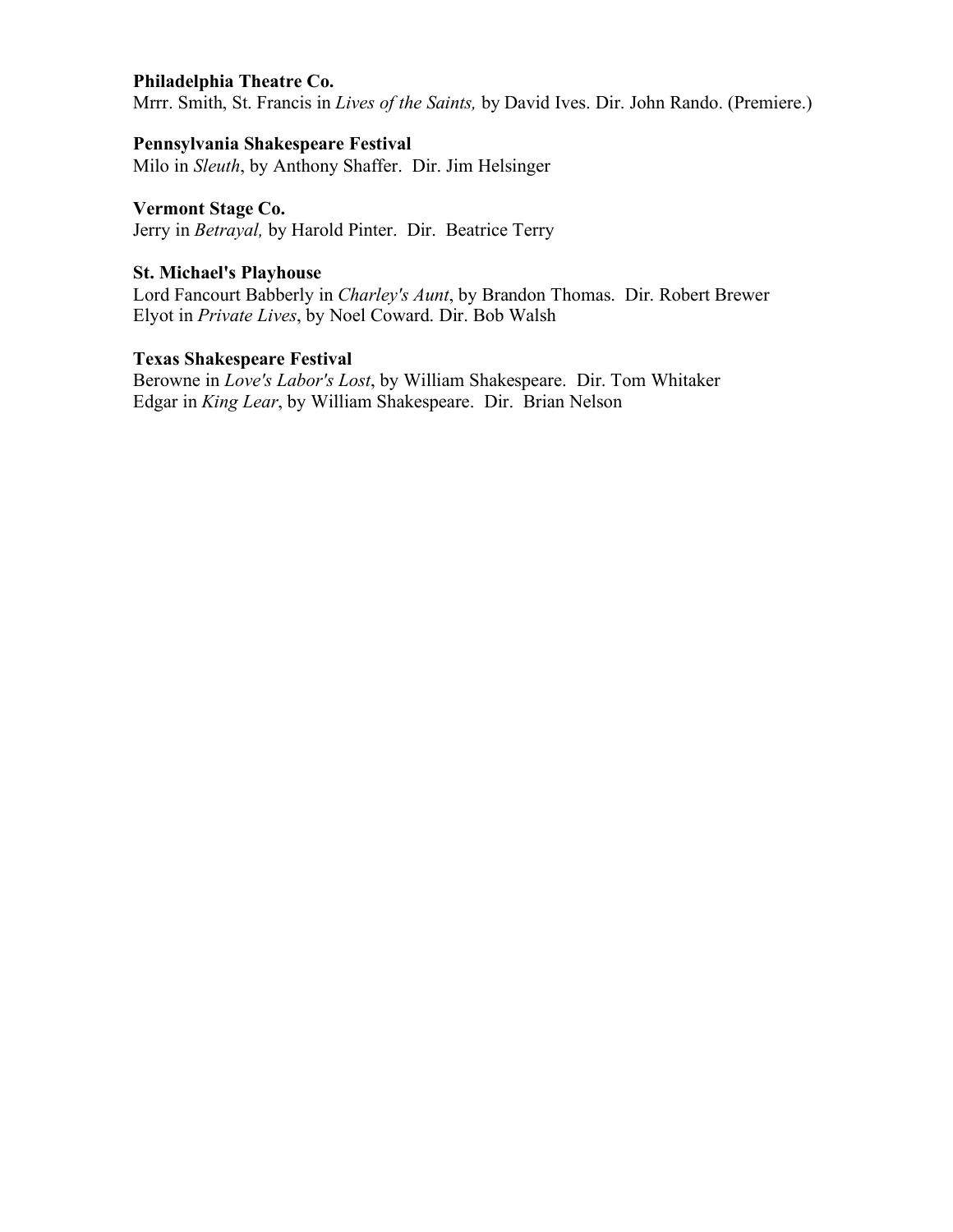**Philadelphia Theatre Co.**
Mrrr. Smith, St. Francis in *Lives of the Saints,* by David Ives. Dir. John Rando. (Premiere.)

**Pennsylvania Shakespeare Festival**
Milo in *Sleuth*, by Anthony Shaffer. Dir. Jim Helsinger

**Vermont Stage Co.**
Jerry in *Betrayal,* by Harold Pinter. Dir. Beatrice Terry

**St. Michael's Playhouse**
Lord Fancourt Babberly in *Charley's Aunt*, by Brandon Thomas. Dir. Robert Brewer
Elyot in *Private Lives*, by Noel Coward. Dir. Bob Walsh

**Texas Shakespeare Festival**
Berowne in *Love's Labor's Lost*, by William Shakespeare. Dir. Tom Whitaker
Edgar in *King Lear*, by William Shakespeare. Dir. Brian Nelson